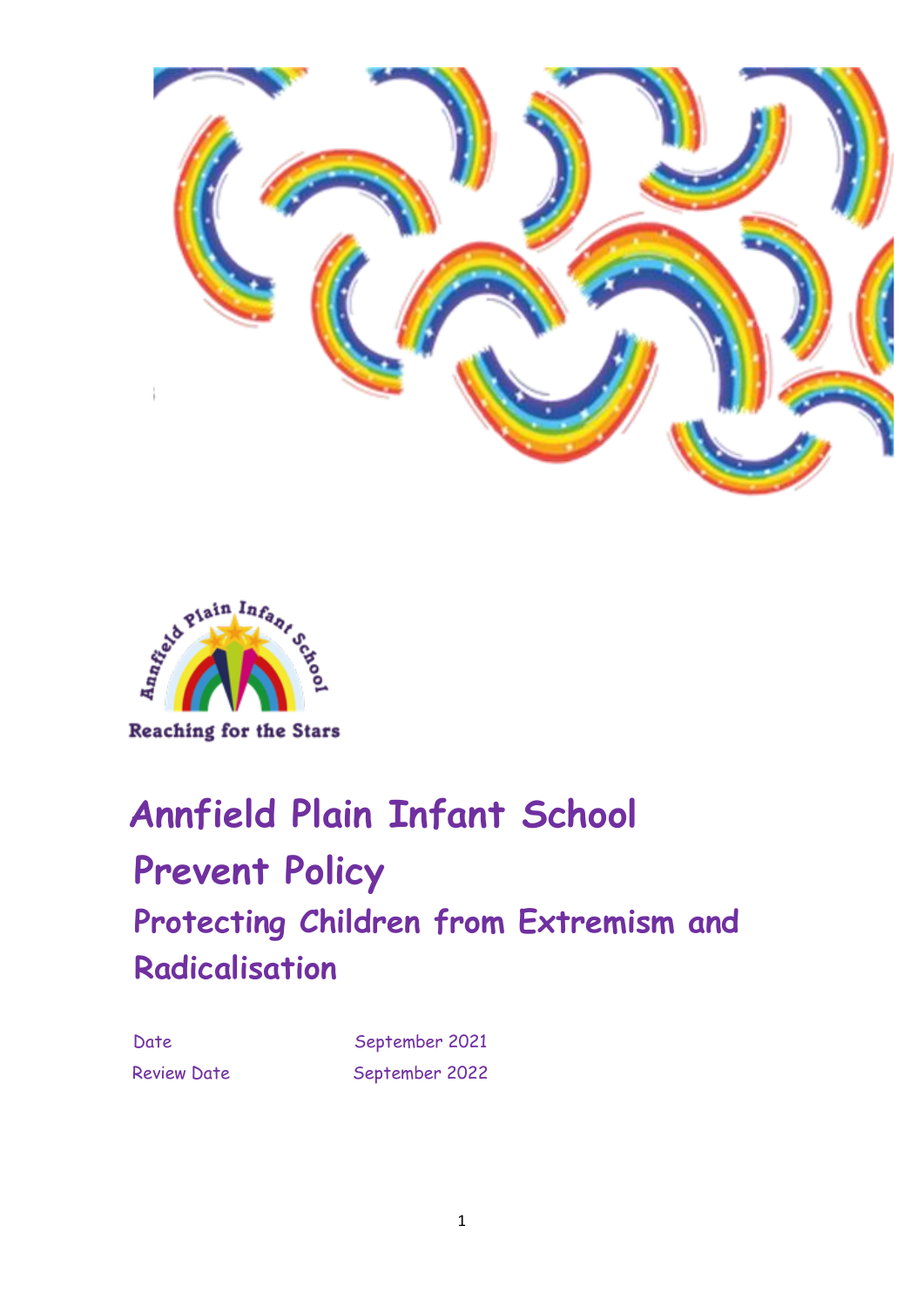Reaching for the Stars

# Annfield Plain Infant School

# Prevent Policy

## Protecting Children from Extremism and Radicalisation

| | |
|---|---|
| Date | September 2021 |
| Review Date | September 2022 |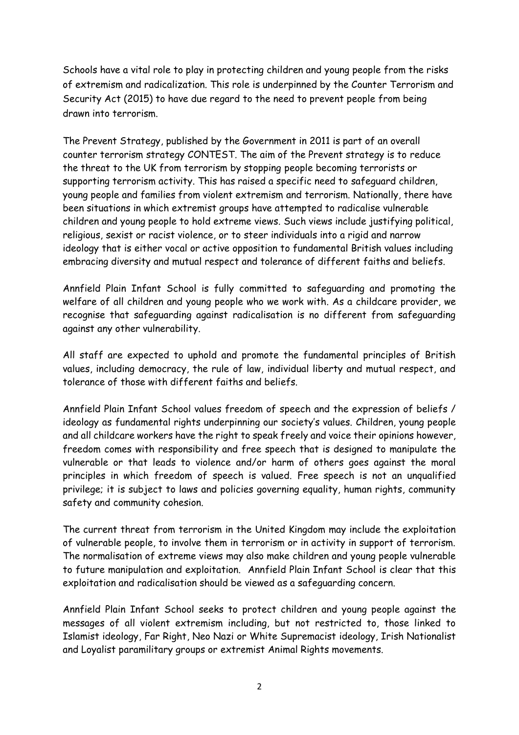Schools have a vital role to play in protecting children and young people from the risks of extremism and radicalization. This role is underpinned by the Counter Terrorism and Security Act (2015) to have due regard to the need to prevent people from being drawn into terrorism.

The Prevent Strategy, published by the Government in 2011 is part of an overall counter terrorism strategy CONTEST. The aim of the Prevent strategy is to reduce the threat to the UK from terrorism by stopping people becoming terrorists or supporting terrorism activity. This has raised a specific need to safeguard children, young people and families from violent extremism and terrorism. Nationally, there have been situations in which extremist groups have attempted to radicalise vulnerable children and young people to hold extreme views. Such views include justifying political, religious, sexist or racist violence, or to steer individuals into a rigid and narrow ideology that is either vocal or active opposition to fundamental British values including embracing diversity and mutual respect and tolerance of different faiths and beliefs.

Annfield Plain Infant School is fully committed to safeguarding and promoting the welfare of all children and young people who we work with. As a childcare provider, we recognise that safeguarding against radicalisation is no different from safeguarding against any other vulnerability.

All staff are expected to uphold and promote the fundamental principles of British values, including democracy, the rule of law, individual liberty and mutual respect, and tolerance of those with different faiths and beliefs.

Annfield Plain Infant School values freedom of speech and the expression of beliefs / ideology as fundamental rights underpinning our society's values. Children, young people and all childcare workers have the right to speak freely and voice their opinions however, freedom comes with responsibility and free speech that is designed to manipulate the vulnerable or that leads to violence and/or harm of others goes against the moral principles in which freedom of speech is valued. Free speech is not an unqualified privilege; it is subject to laws and policies governing equality, human rights, community safety and community cohesion.

The current threat from terrorism in the United Kingdom may include the exploitation of vulnerable people, to involve them in terrorism or in activity in support of terrorism. The normalisation of extreme views may also make children and young people vulnerable to future manipulation and exploitation. Annfield Plain Infant School is clear that this exploitation and radicalisation should be viewed as a safeguarding concern.

Annfield Plain Infant School seeks to protect children and young people against the messages of all violent extremism including, but not restricted to, those linked to Islamist ideology, Far Right, Neo Nazi or White Supremacist ideology, Irish Nationalist and Loyalist paramilitary groups or extremist Animal Rights movements.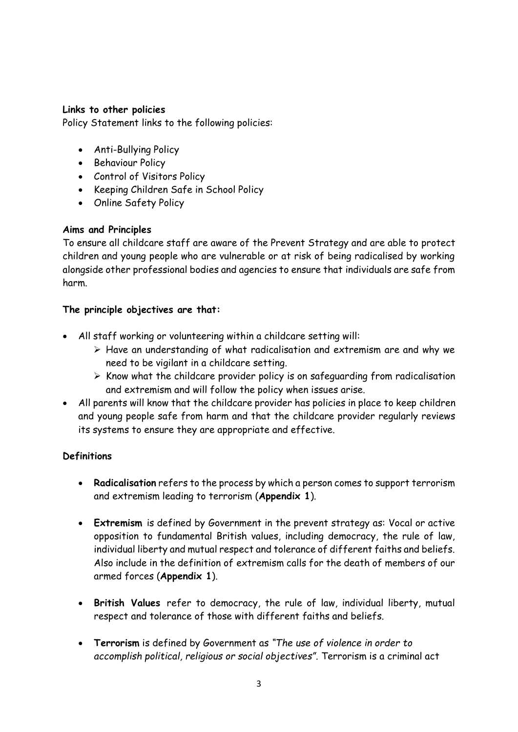**Links to other policies**

Policy Statement links to the following policies:

- Anti-Bullying Policy
- Behaviour Policy
- Control of Visitors Policy
- Keeping Children Safe in School Policy
- Online Safety Policy

**Aims and Principles**

To ensure all childcare staff are aware of the Prevent Strategy and are able to protect children and young people who are vulnerable or at risk of being radicalised by working alongside other professional bodies and agencies to ensure that individuals are safe from harm.

**The principle objectives are that:**

- All staff working or volunteering within a childcare setting will:
  - Have an understanding of what radicalisation and extremism are and why we need to be vigilant in a childcare setting.
  - Know what the childcare provider policy is on safeguarding from radicalisation and extremism and will follow the policy when issues arise.
- All parents will know that the childcare provider has policies in place to keep children and young people safe from harm and that the childcare provider regularly reviews its systems to ensure they are appropriate and effective.

**Definitions**

- **Radicalisation** refers to the process by which a person comes to support terrorism and extremism leading to terrorism (**Appendix 1**).

- **Extremism** is defined by Government in the prevent strategy as: Vocal or active opposition to fundamental British values, including democracy, the rule of law, individual liberty and mutual respect and tolerance of different faiths and beliefs. Also include in the definition of extremism calls for the death of members of our armed forces (**Appendix 1**).

- **British Values** refer to democracy, the rule of law, individual liberty, mutual respect and tolerance of those with different faiths and beliefs.

- **Terrorism** is defined by Government as *"The use of violence in order to accomplish political, religious or social objectives"*. Terrorism is a criminal act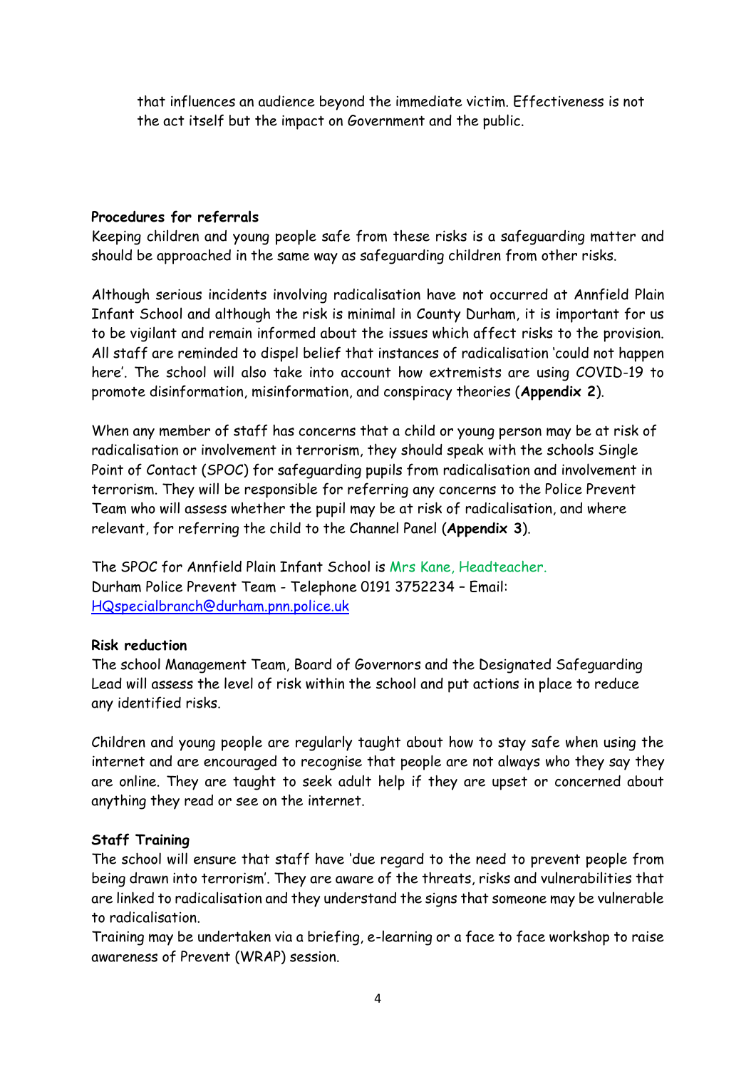that influences an audience beyond the immediate victim. Effectiveness is not the act itself but the impact on Government and the public.

**Procedures for referrals**

Keeping children and young people safe from these risks is a safeguarding matter and should be approached in the same way as safeguarding children from other risks.

Although serious incidents involving radicalisation have not occurred at Annfield Plain Infant School and although the risk is minimal in County Durham, it is important for us to be vigilant and remain informed about the issues which affect risks to the provision. All staff are reminded to dispel belief that instances of radicalisation 'could not happen here'. The school will also take into account how extremists are using COVID-19 to promote disinformation, misinformation, and conspiracy theories (**Appendix 2**).

When any member of staff has concerns that a child or young person may be at risk of radicalisation or involvement in terrorism, they should speak with the schools Single Point of Contact (SPOC) for safeguarding pupils from radicalisation and involvement in terrorism. They will be responsible for referring any concerns to the Police Prevent Team who will assess whether the pupil may be at risk of radicalisation, and where relevant, for referring the child to the Channel Panel (**Appendix 3**).

The SPOC for Annfield Plain Infant School is Mrs Kane, Headteacher.
Durham Police Prevent Team - Telephone 0191 3752234 – Email: HQspecialbranch@durham.pnn.police.uk

**Risk reduction**

The school Management Team, Board of Governors and the Designated Safeguarding Lead will assess the level of risk within the school and put actions in place to reduce any identified risks.

Children and young people are regularly taught about how to stay safe when using the internet and are encouraged to recognise that people are not always who they say they are online. They are taught to seek adult help if they are upset or concerned about anything they read or see on the internet.

**Staff Training**

The school will ensure that staff have 'due regard to the need to prevent people from being drawn into terrorism'. They are aware of the threats, risks and vulnerabilities that are linked to radicalisation and they understand the signs that someone may be vulnerable to radicalisation.
Training may be undertaken via a briefing, e-learning or a face to face workshop to raise awareness of Prevent (WRAP) session.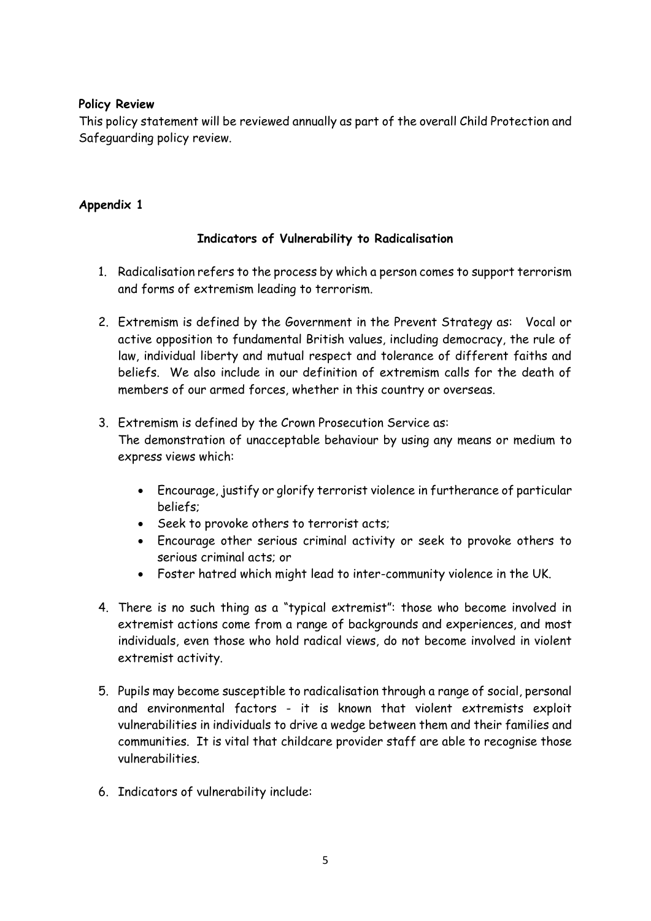**Policy Review**

This policy statement will be reviewed annually as part of the overall Child Protection and Safeguarding policy review.

**Appendix 1**

**Indicators of Vulnerability to Radicalisation**

1. Radicalisation refers to the process by which a person comes to support terrorism and forms of extremism leading to terrorism.

2. Extremism is defined by the Government in the Prevent Strategy as: Vocal or active opposition to fundamental British values, including democracy, the rule of law, individual liberty and mutual respect and tolerance of different faiths and beliefs. We also include in our definition of extremism calls for the death of members of our armed forces, whether in this country or overseas.

3. Extremism is defined by the Crown Prosecution Service as:
   The demonstration of unacceptable behaviour by using any means or medium to express views which:

   - Encourage, justify or glorify terrorist violence in furtherance of particular beliefs;
   - Seek to provoke others to terrorist acts;
   - Encourage other serious criminal activity or seek to provoke others to serious criminal acts; or
   - Foster hatred which might lead to inter-community violence in the UK.

4. There is no such thing as a "typical extremist": those who become involved in extremist actions come from a range of backgrounds and experiences, and most individuals, even those who hold radical views, do not become involved in violent extremist activity.

5. Pupils may become susceptible to radicalisation through a range of social, personal and environmental factors - it is known that violent extremists exploit vulnerabilities in individuals to drive a wedge between them and their families and communities. It is vital that childcare provider staff are able to recognise those vulnerabilities.

6. Indicators of vulnerability include: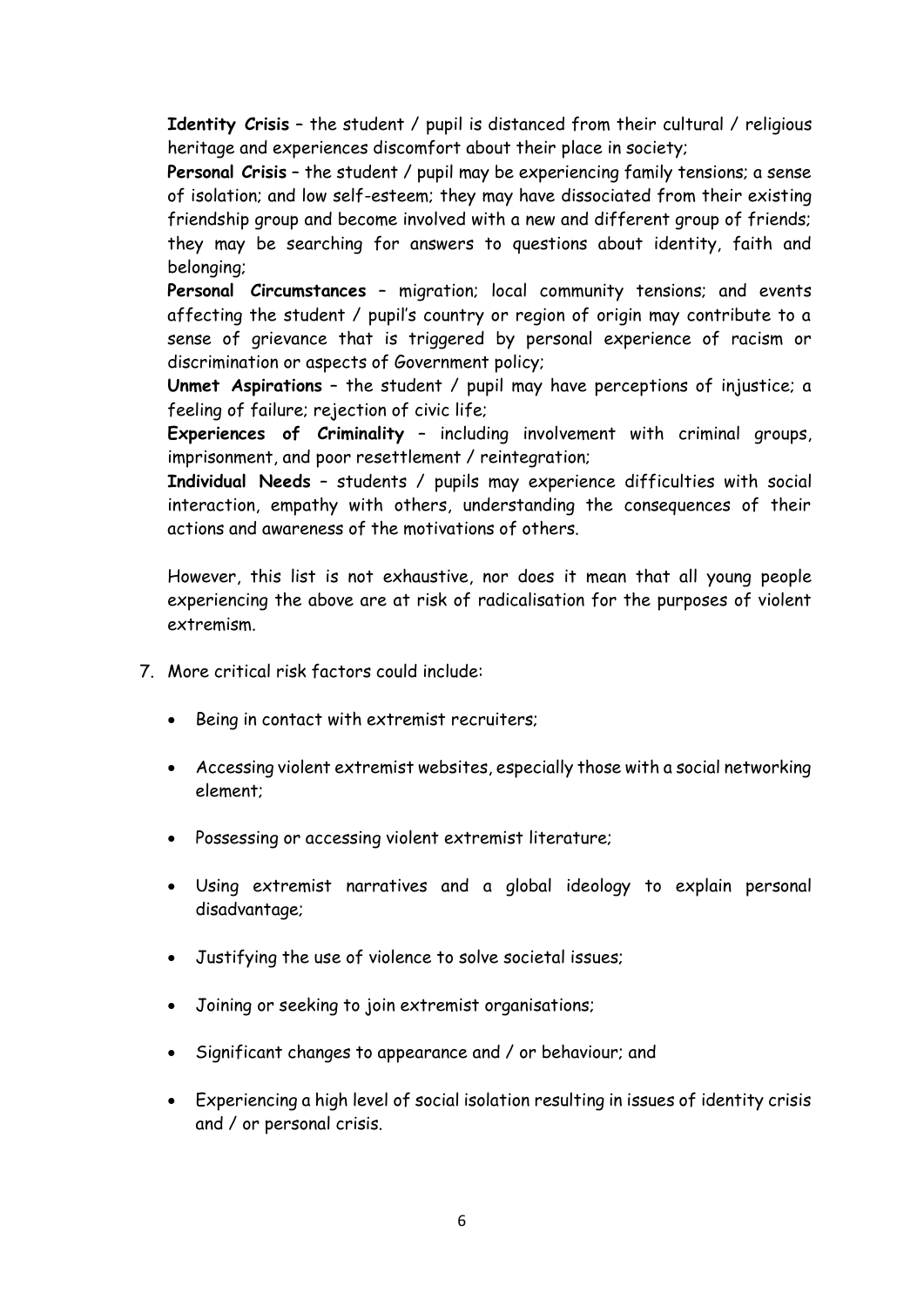**Identity Crisis** – the student / pupil is distanced from their cultural / religious heritage and experiences discomfort about their place in society;

**Personal Crisis** – the student / pupil may be experiencing family tensions; a sense of isolation; and low self-esteem; they may have dissociated from their existing friendship group and become involved with a new and different group of friends; they may be searching for answers to questions about identity, faith and belonging;

**Personal Circumstances** – migration; local community tensions; and events affecting the student / pupil's country or region of origin may contribute to a sense of grievance that is triggered by personal experience of racism or discrimination or aspects of Government policy;

**Unmet Aspirations** – the student / pupil may have perceptions of injustice; a feeling of failure; rejection of civic life;

**Experiences of Criminality** – including involvement with criminal groups, imprisonment, and poor resettlement / reintegration;

**Individual Needs** – students / pupils may experience difficulties with social interaction, empathy with others, understanding the consequences of their actions and awareness of the motivations of others.

However, this list is not exhaustive, nor does it mean that all young people experiencing the above are at risk of radicalisation for the purposes of violent extremism.

7. More critical risk factors could include:

   - Being in contact with extremist recruiters;
   - Accessing violent extremist websites, especially those with a social networking element;
   - Possessing or accessing violent extremist literature;
   - Using extremist narratives and a global ideology to explain personal disadvantage;
   - Justifying the use of violence to solve societal issues;
   - Joining or seeking to join extremist organisations;
   - Significant changes to appearance and / or behaviour; and
   - Experiencing a high level of social isolation resulting in issues of identity crisis and / or personal crisis.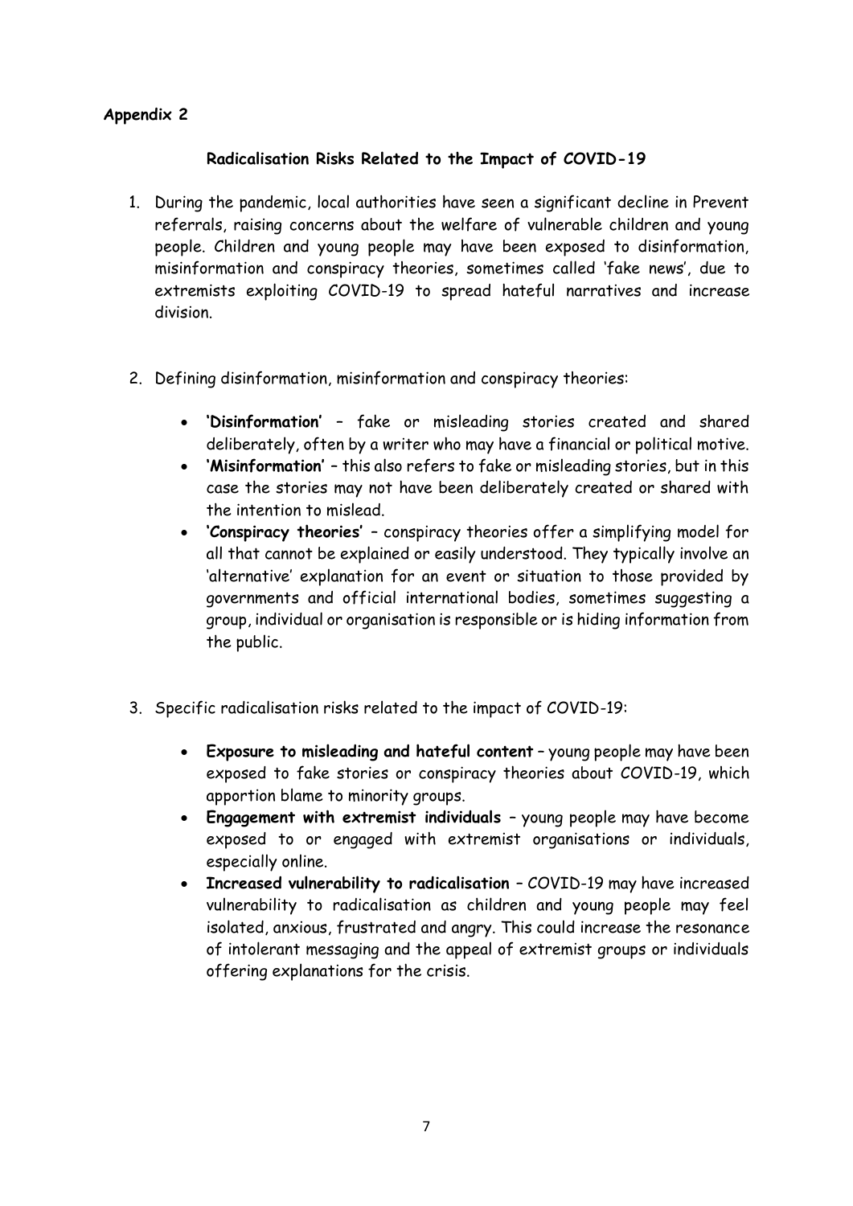**Appendix 2**

**Radicalisation Risks Related to the Impact of COVID-19**

1. During the pandemic, local authorities have seen a significant decline in Prevent referrals, raising concerns about the welfare of vulnerable children and young people. Children and young people may have been exposed to disinformation, misinformation and conspiracy theories, sometimes called 'fake news', due to extremists exploiting COVID-19 to spread hateful narratives and increase division.

2. Defining disinformation, misinformation and conspiracy theories:

   - **'Disinformation'** – fake or misleading stories created and shared deliberately, often by a writer who may have a financial or political motive.
   - **'Misinformation'** – this also refers to fake or misleading stories, but in this case the stories may not have been deliberately created or shared with the intention to mislead.
   - **'Conspiracy theories'** – conspiracy theories offer a simplifying model for all that cannot be explained or easily understood. They typically involve an 'alternative' explanation for an event or situation to those provided by governments and official international bodies, sometimes suggesting a group, individual or organisation is responsible or is hiding information from the public.

3. Specific radicalisation risks related to the impact of COVID-19:

   - **Exposure to misleading and hateful content** – young people may have been exposed to fake stories or conspiracy theories about COVID-19, which apportion blame to minority groups.
   - **Engagement with extremist individuals** – young people may have become exposed to or engaged with extremist organisations or individuals, especially online.
   - **Increased vulnerability to radicalisation** – COVID-19 may have increased vulnerability to radicalisation as children and young people may feel isolated, anxious, frustrated and angry. This could increase the resonance of intolerant messaging and the appeal of extremist groups or individuals offering explanations for the crisis.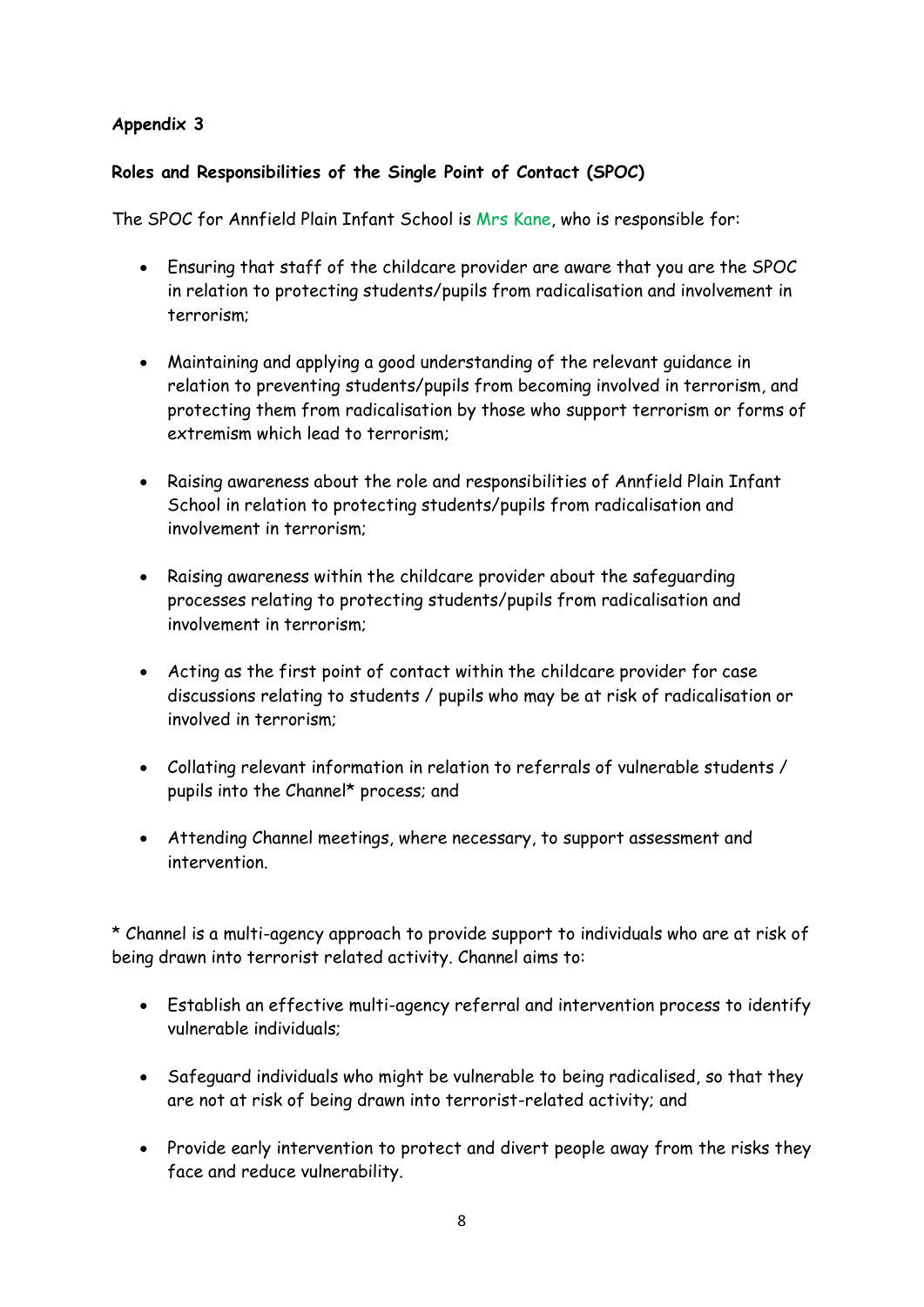**Appendix 3**

**Roles and Responsibilities of the Single Point of Contact (SPOC)**

The SPOC for Annfield Plain Infant School is Mrs Kane, who is responsible for:

- Ensuring that staff of the childcare provider are aware that you are the SPOC in relation to protecting students/pupils from radicalisation and involvement in terrorism;
- Maintaining and applying a good understanding of the relevant guidance in relation to preventing students/pupils from becoming involved in terrorism, and protecting them from radicalisation by those who support terrorism or forms of extremism which lead to terrorism;
- Raising awareness about the role and responsibilities of Annfield Plain Infant School in relation to protecting students/pupils from radicalisation and involvement in terrorism;
- Raising awareness within the childcare provider about the safeguarding processes relating to protecting students/pupils from radicalisation and involvement in terrorism;
- Acting as the first point of contact within the childcare provider for case discussions relating to students / pupils who may be at risk of radicalisation or involved in terrorism;
- Collating relevant information in relation to referrals of vulnerable students / pupils into the Channel* process; and
- Attending Channel meetings, where necessary, to support assessment and intervention.

* Channel is a multi-agency approach to provide support to individuals who are at risk of being drawn into terrorist related activity. Channel aims to:

- Establish an effective multi-agency referral and intervention process to identify vulnerable individuals;
- Safeguard individuals who might be vulnerable to being radicalised, so that they are not at risk of being drawn into terrorist-related activity; and
- Provide early intervention to protect and divert people away from the risks they face and reduce vulnerability.